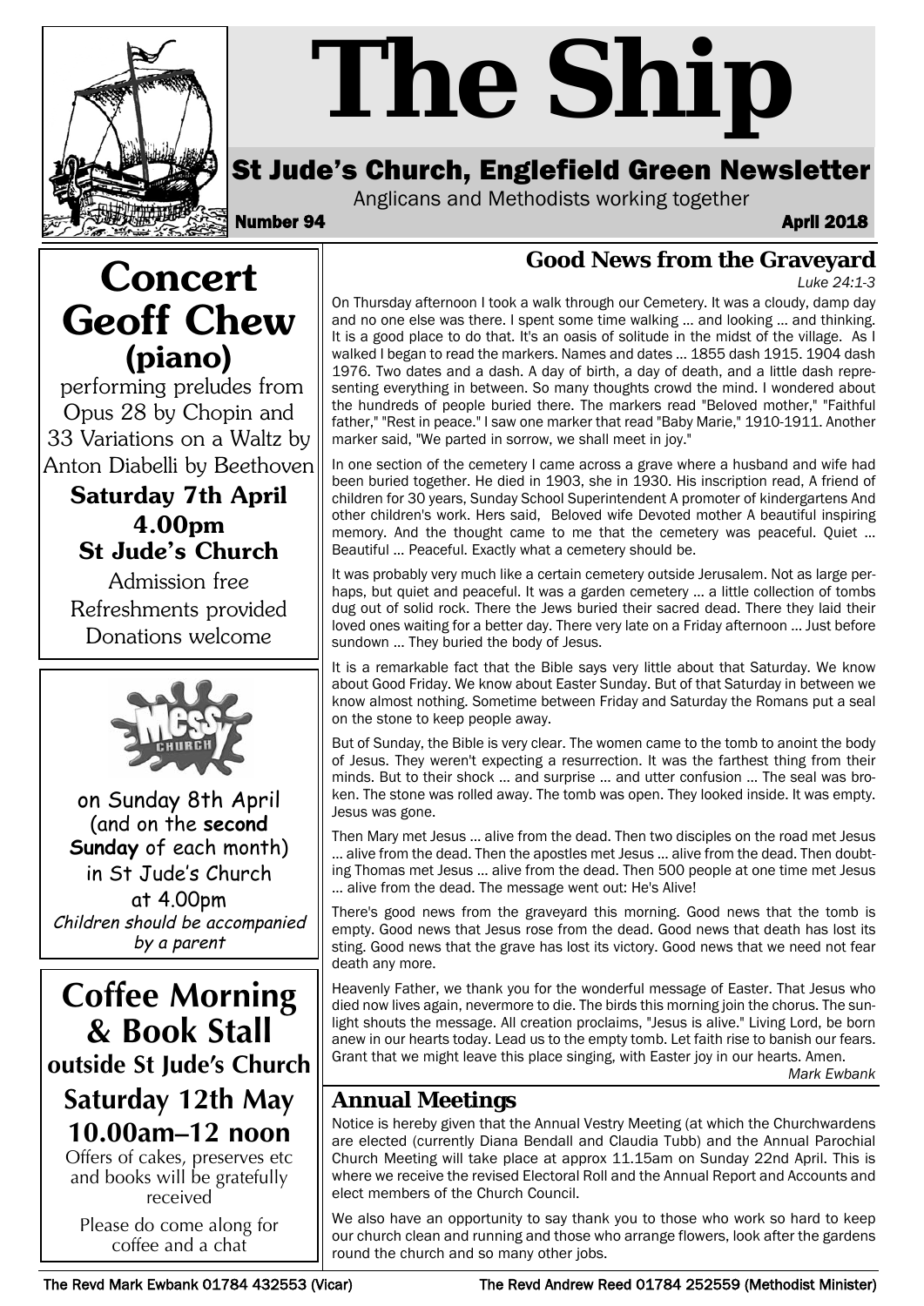# The Ship

## St Jude's Church, Englefield Green Newsletter

Anglicans and Methodists working together

**Number 94** **April 2018**

## Concert

## Geoff Chew (piano)

performing preludes from Opus 28 by Chopin and 33 Variations on a Waltz by Anton Diabelli by Beethoven

**Saturday 7th April**

**4.00pm**

**St Jude's Church**

Admission free

Refreshments provided

Donations welcome

---

Messy Church

on Sunday 8th April (and on the **second Sunday** of each month) in St Jude's Church at 4.00pm

*Children should be accompanied by a parent*

---

## Coffee Morning & Book Stall

**outside St Jude's Church**

**Saturday 12th May**

**10.00am–12 noon**

Offers of cakes, preserves etc and books will be gratefully received

Please do come along for coffee and a chat

---

## Good News from the Graveyard

*Luke 24:1-3*

On Thursday afternoon I took a walk through our Cemetery. It was a cloudy, damp day and no one else was there. I spent some time walking ... and looking ... and thinking. It is a good place to do that. It's an oasis of solitude in the midst of the village. As I walked I began to read the markers. Names and dates ... 1855 dash 1915. 1904 dash 1976. Two dates and a dash. A day of birth, a day of death, and a little dash representing everything in between. So many thoughts crowd the mind. I wondered about the hundreds of people buried there. The markers read "Beloved mother," "Faithful father," "Rest in peace." I saw one marker that read "Baby Marie," 1910-1911. Another marker said, "We parted in sorrow, we shall meet in joy."

In one section of the cemetery I came across a grave where a husband and wife had been buried together. He died in 1903, she in 1930. His inscription read, A friend of children for 30 years, Sunday School Superintendent A promoter of kindergartens And other children's work. Hers said, Beloved wife Devoted mother A beautiful inspiring memory. And the thought came to me that the cemetery was peaceful. Quiet ... Beautiful ... Peaceful. Exactly what a cemetery should be.

It was probably very much like a certain cemetery outside Jerusalem. Not as large perhaps, but quiet and peaceful. It was a garden cemetery ... a little collection of tombs dug out of solid rock. There the Jews buried their sacred dead. There they laid their loved ones waiting for a better day. There very late on a Friday afternoon ... Just before sundown ... They buried the body of Jesus.

It is a remarkable fact that the Bible says very little about that Saturday. We know about Good Friday. We know about Easter Sunday. But of that Saturday in between we know almost nothing. Sometime between Friday and Saturday the Romans put a seal on the stone to keep people away.

But of Sunday, the Bible is very clear. The women came to the tomb to anoint the body of Jesus. They weren't expecting a resurrection. It was the farthest thing from their minds. But to their shock ... and surprise ... and utter confusion ... The seal was broken. The stone was rolled away. The tomb was open. They looked inside. It was empty. Jesus was gone.

Then Mary met Jesus ... alive from the dead. Then two disciples on the road met Jesus ... alive from the dead. Then the apostles met Jesus ... alive from the dead. Then doubting Thomas met Jesus ... alive from the dead. Then 500 people at one time met Jesus ... alive from the dead. The message went out: He's Alive!

There's good news from the graveyard this morning. Good news that the tomb is empty. Good news that Jesus rose from the dead. Good news that death has lost its sting. Good news that the grave has lost its victory. Good news that we need not fear death any more.

Heavenly Father, we thank you for the wonderful message of Easter. That Jesus who died now lives again, nevermore to die. The birds this morning join the chorus. The sunlight shouts the message. All creation proclaims, "Jesus is alive." Living Lord, be born anew in our hearts today. Lead us to the empty tomb. Let faith rise to banish our fears. Grant that we might leave this place singing, with Easter joy in our hearts. Amen.

*Mark Ewbank*

## Annual Meetings

Notice is hereby given that the Annual Vestry Meeting (at which the Churchwardens are elected (currently Diana Bendall and Claudia Tubb) and the Annual Parochial Church Meeting will take place at approx 11.15am on Sunday 22nd April. This is where we receive the revised Electoral Roll and the Annual Report and Accounts and elect members of the Church Council.

We also have an opportunity to say thank you to those who work so hard to keep our church clean and running and those who arrange flowers, look after the gardens round the church and so many other jobs.

The Revd Mark Ewbank 01784 432553 (Vicar) The Revd Andrew Reed 01784 252559 (Methodist Minister)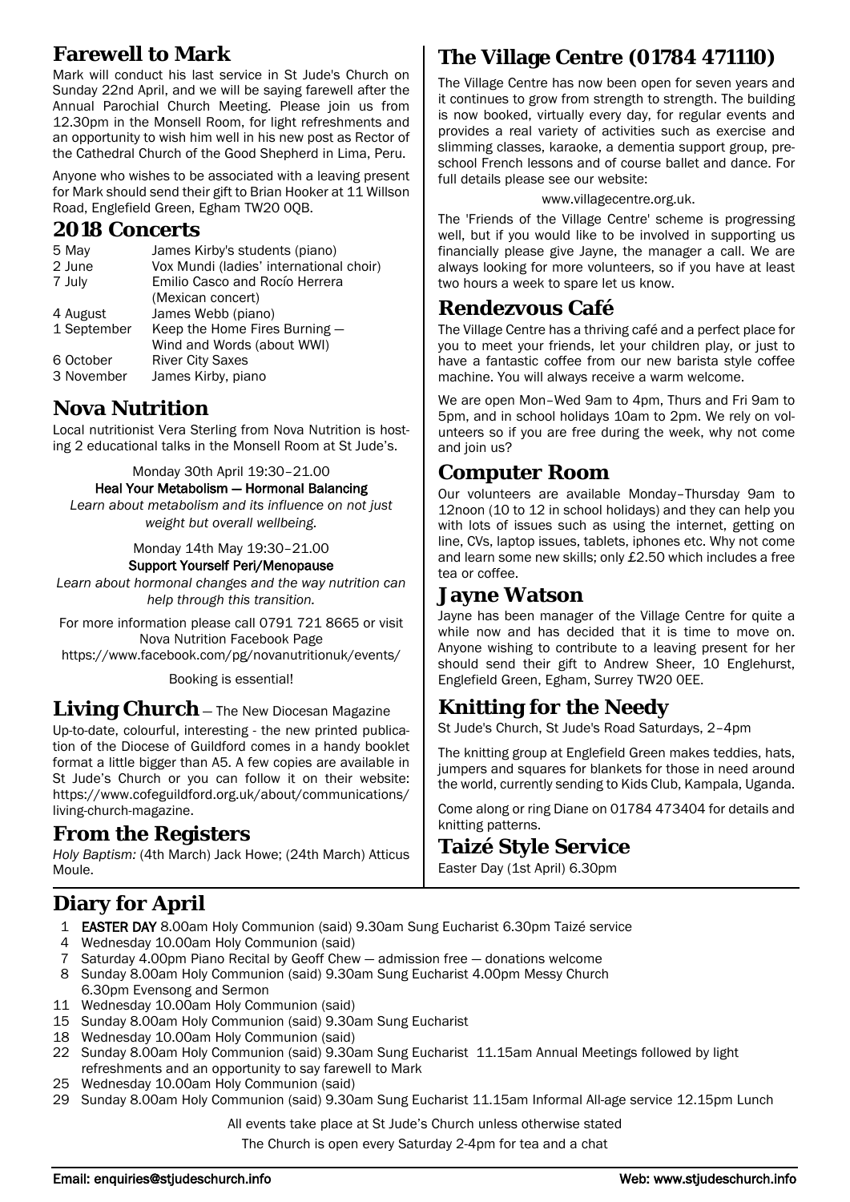## Farewell to Mark

Mark will conduct his last service in St Jude's Church on Sunday 22nd April, and we will be saying farewell after the Annual Parochial Church Meeting. Please join us from 12.30pm in the Monsell Room, for light refreshments and an opportunity to wish him well in his new post as Rector of the Cathedral Church of the Good Shepherd in Lima, Peru.

Anyone who wishes to be associated with a leaving present for Mark should send their gift to Brian Hooker at 11 Willson Road, Englefield Green, Egham TW20 0QB.

## 2018 Concerts

| | |
|---|---|
| 5 May | James Kirby's students (piano) |
| 2 June | Vox Mundi (ladies' international choir) |
| 7 July | Emilio Casco and Rocío Herrera (Mexican concert) |
| 4 August | James Webb (piano) |
| 1 September | Keep the Home Fires Burning — Wind and Words (about WWI) |
| 6 October | River City Saxes |
| 3 November | James Kirby, piano |

## Nova Nutrition

Local nutritionist Vera Sterling from Nova Nutrition is hosting 2 educational talks in the Monsell Room at St Jude's.

Monday 30th April 19:30–21.00
**Heal Your Metabolism — Hormonal Balancing**
*Learn about metabolism and its influence on not just weight but overall wellbeing.*

Monday 14th May 19:30–21.00
**Support Yourself Peri/Menopause**
*Learn about hormonal changes and the way nutrition can help through this transition.*

For more information please call 0791 721 8665 or visit Nova Nutrition Facebook Page
https://www.facebook.com/pg/novanutritionuk/events/

Booking is essential!

## Living Church — The New Diocesan Magazine

Up-to-date, colourful, interesting - the new printed publication of the Diocese of Guildford comes in a handy booklet format a little bigger than A5. A few copies are available in St Jude's Church or you can follow it on their website: https://www.cofeguildford.org.uk/about/communications/living-church-magazine.

## From the Registers

*Holy Baptism:* (4th March) Jack Howe; (24th March) Atticus Moule.

## The Village Centre (01784 471110)

The Village Centre has now been open for seven years and it continues to grow from strength to strength. The building is now booked, virtually every day, for regular events and provides a real variety of activities such as exercise and slimming classes, karaoke, a dementia support group, pre-school French lessons and of course ballet and dance. For full details please see our website:

www.villagecentre.org.uk.

The 'Friends of the Village Centre' scheme is progressing well, but if you would like to be involved in supporting us financially please give Jayne, the manager a call. We are always looking for more volunteers, so if you have at least two hours a week to spare let us know.

## Rendezvous Café

The Village Centre has a thriving café and a perfect place for you to meet your friends, let your children play, or just to have a fantastic coffee from our new barista style coffee machine. You will always receive a warm welcome.

We are open Mon–Wed 9am to 4pm, Thurs and Fri 9am to 5pm, and in school holidays 10am to 2pm. We rely on volunteers so if you are free during the week, why not come and join us?

## Computer Room

Our volunteers are available Monday–Thursday 9am to 12noon (10 to 12 in school holidays) and they can help you with lots of issues such as using the internet, getting on line, CVs, laptop issues, tablets, iphones etc. Why not come and learn some new skills; only £2.50 which includes a free tea or coffee.

## Jayne Watson

Jayne has been manager of the Village Centre for quite a while now and has decided that it is time to move on. Anyone wishing to contribute to a leaving present for her should send their gift to Andrew Sheer, 10 Englehurst, Englefield Green, Egham, Surrey TW20 0EE.

## Knitting for the Needy

St Jude's Church, St Jude's Road Saturdays, 2–4pm

The knitting group at Englefield Green makes teddies, hats, jumpers and squares for blankets for those in need around the world, currently sending to Kids Club, Kampala, Uganda.

Come along or ring Diane on 01784 473404 for details and knitting patterns.

## Taizé Style Service

Easter Day (1st April) 6.30pm

## Diary for April

- 1 **EASTER DAY** 8.00am Holy Communion (said) 9.30am Sung Eucharist 6.30pm Taizé service
- 4 Wednesday 10.00am Holy Communion (said)
- 7 Saturday 4.00pm Piano Recital by Geoff Chew — admission free — donations welcome
- 8 Sunday 8.00am Holy Communion (said) 9.30am Sung Eucharist 4.00pm Messy Church 6.30pm Evensong and Sermon
- 11 Wednesday 10.00am Holy Communion (said)
- 15 Sunday 8.00am Holy Communion (said) 9.30am Sung Eucharist
- 18 Wednesday 10.00am Holy Communion (said)
- 22 Sunday 8.00am Holy Communion (said) 9.30am Sung Eucharist 11.15am Annual Meetings followed by light refreshments and an opportunity to say farewell to Mark
- 25 Wednesday 10.00am Holy Communion (said)
- 29 Sunday 8.00am Holy Communion (said) 9.30am Sung Eucharist 11.15am Informal All-age service 12.15pm Lunch

All events take place at St Jude's Church unless otherwise stated

The Church is open every Saturday 2-4pm for tea and a chat

Email: enquiries@stjudeschurch.info Web: www.stjudeschurch.info